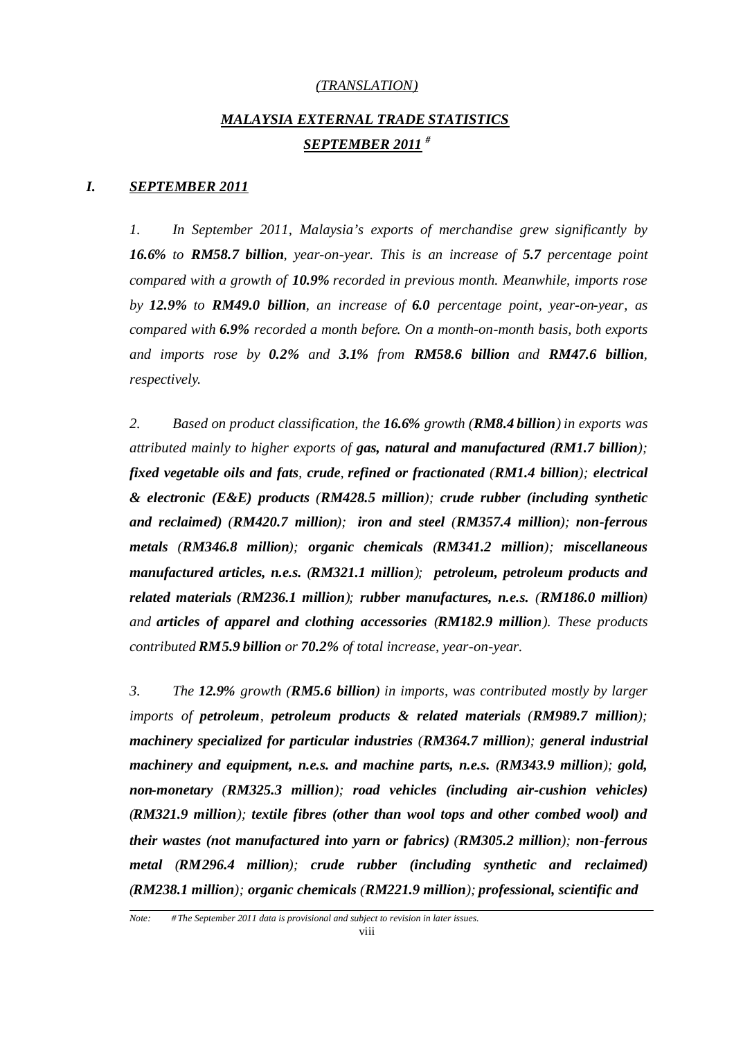*(TRANSLATION)*

# *MALAYSIA EXTERNAL TRADE STATISTICS SEPTEMBER 2011 #*

## *I. SEPTEMBER 2011*

*1. In September 2011, Malaysia's exports of merchandise grew significantly by **16.6%** to **RM58.7 billion**, year-on-year. This is an increase of **5.7** percentage point compared with a growth of **10.9%** recorded in previous month. Meanwhile, imports rose by **12.9%** to **RM49.0 billion**, an increase of **6.0** percentage point, year-on-year, as compared with **6.9%** recorded a month before. On a month-on-month basis, both exports and imports rose by **0.2%** and **3.1%** from **RM58.6 billion** and **RM47.6 billion**, respectively.*

*2. Based on product classification, the **16.6%** growth (**RM8.4 billion**) in exports was attributed mainly to higher exports of **gas, natural and manufactured (RM1.7 billion)**; **fixed vegetable oils and fats, crude, refined or fractionated (RM1.4 billion)**; **electrical & electronic (E&E) products (RM428.5 million)**; **crude rubber (including synthetic and reclaimed) (RM420.7 million)**; **iron and steel (RM357.4 million)**; **non-ferrous metals (RM346.8 million)**; **organic chemicals (RM341.2 million)**; **miscellaneous manufactured articles, n.e.s. (RM321.1 million)**; **petroleum, petroleum products and related materials (RM236.1 million)**; **rubber manufactures, n.e.s. (RM186.0 million)** and **articles of apparel and clothing accessories (RM182.9 million)**. These products contributed **RM5.9 billion** or **70.2%** of total increase, year-on-year.*

*3. The **12.9%** growth (**RM5.6 billion**) in imports, was contributed mostly by larger imports of **petroleum, petroleum products & related materials (RM989.7 million)**; **machinery specialized for particular industries (RM364.7 million)**; **general industrial machinery and equipment, n.e.s. and machine parts, n.e.s. (RM343.9 million)**; **gold, non-monetary (RM325.3 million)**; **road vehicles (including air-cushion vehicles) (RM321.9 million)**; **textile fibres (other than wool tops and other combed wool) and their wastes (not manufactured into yarn or fabrics) (RM305.2 million)**; **non-ferrous metal (RM296.4 million)**; **crude rubber (including synthetic and reclaimed) (RM238.1 million)**; **organic chemicals (RM221.9 million)**; **professional, scientific and***

*Note: # The September 2011 data is provisional and subject to revision in later issues.*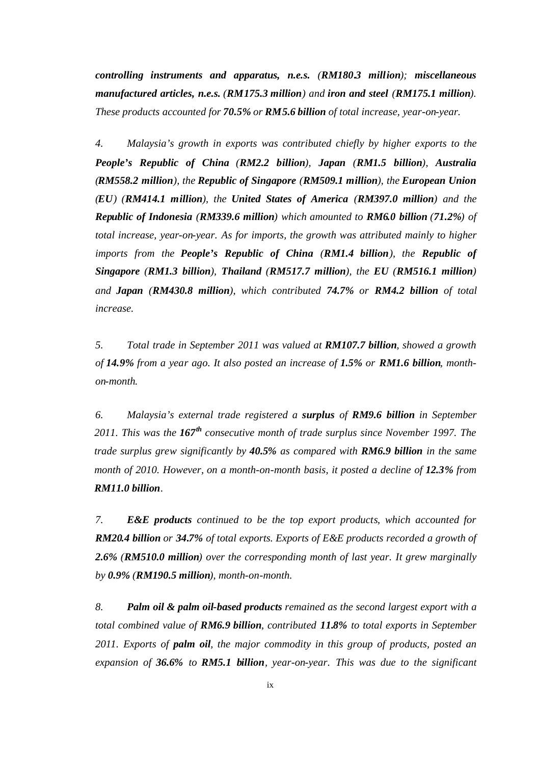*__controlling instruments and apparatus, n.e.s.__ (__RM180.3 million__); __miscellaneous manufactured articles, n.e.s.__ (__RM175.3 million__) and __iron and steel__ (__RM175.1 million__). These products accounted for __70.5%__ or __RM5.6 billion__ of total increase, year-on-year.*

*4. Malaysia's growth in exports was contributed chiefly by higher exports to the __People's Republic of China__ (__RM2.2 billion__), __Japan__ (__RM1.5 billion__), __Australia__ (__RM558.2 million__), the __Republic of Singapore__ (__RM509.1 million__), the __European Union (EU)__ (__RM414.1 million__), the __United States of America__ (__RM397.0 million__) and the __Republic of Indonesia__ (__RM339.6 million__) which amounted to __RM6.0 billion__ (__71.2%__) of total increase, year-on-year. As for imports, the growth was attributed mainly to higher imports from the __People's Republic of China__ (__RM1.4 billion__), the __Republic of Singapore__ (__RM1.3 billion__), __Thailand__ (__RM517.7 million__), the __EU__ (__RM516.1 million__) and __Japan__ (__RM430.8 million__), which contributed __74.7%__ or __RM4.2 billion__ of total increase.*

*5. Total trade in September 2011 was valued at __RM107.7 billion__, showed a growth of __14.9%__ from a year ago. It also posted an increase of __1.5%__ or __RM1.6 billion__, month-on-month.*

*6. Malaysia's external trade registered a __surplus__ of __RM9.6 billion__ in September 2011. This was the __167th__ consecutive month of trade surplus since November 1997. The trade surplus grew significantly by __40.5%__ as compared with __RM6.9 billion__ in the same month of 2010. However, on a month-on-month basis, it posted a decline of __12.3%__ from __RM11.0 billion__.*

*7. __E&E products__ continued to be the top export products, which accounted for __RM20.4 billion__ or __34.7%__ of total exports. Exports of E&E products recorded a growth of __2.6%__ (__RM510.0 million__) over the corresponding month of last year. It grew marginally by __0.9%__ (__RM190.5 million__), month-on-month.*

*8. __Palm oil & palm oil-based products__ remained as the second largest export with a total combined value of __RM6.9 billion__, contributed __11.8%__ to total exports in September 2011. Exports of __palm oil__, the major commodity in this group of products, posted an expansion of __36.6%__ to __RM5.1 billion__, year-on-year. This was due to the significant*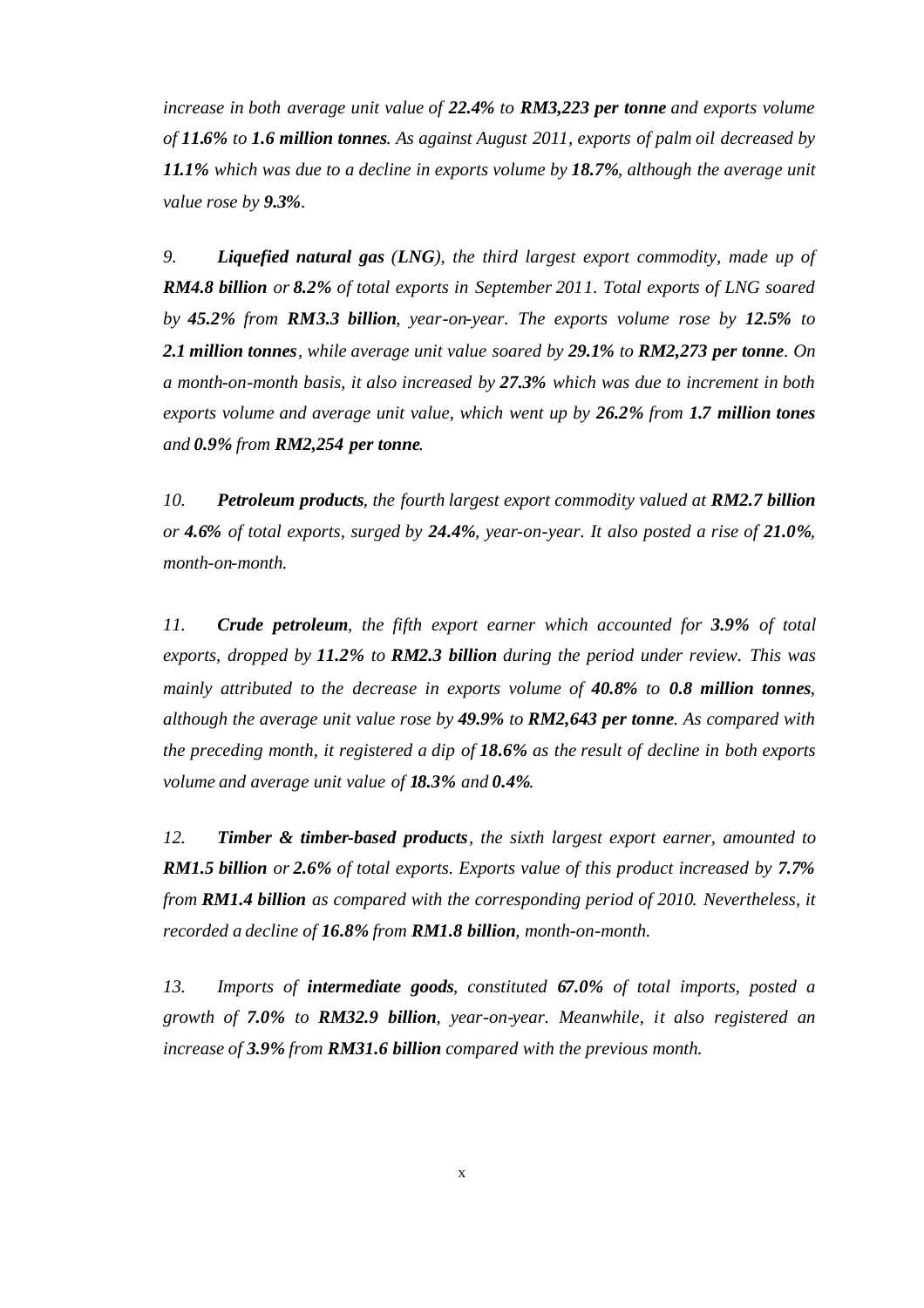*increase in both average unit value of **22.4%** to **RM3,223 per tonne** and exports volume of **11.6%** to **1.6 million tonnes**. As against August 2011, exports of palm oil decreased by **11.1%** which was due to a decline in exports volume by **18.7%**, although the average unit value rose by **9.3%**.*

*9. **Liquefied natural gas (LNG)**, the third largest export commodity, made up of **RM4.8 billion** or **8.2%** of total exports in September 2011. Total exports of LNG soared by **45.2%** from **RM3.3 billion**, year-on-year. The exports volume rose by **12.5%** to **2.1 million tonnes**, while average unit value soared by **29.1%** to **RM2,273 per tonne**. On a month-on-month basis, it also increased by **27.3%** which was due to increment in both exports volume and average unit value, which went up by **26.2%** from **1.7 million tones** and **0.9%** from **RM2,254 per tonne**.*

*10. **Petroleum products**, the fourth largest export commodity valued at **RM2.7 billion** or **4.6%** of total exports, surged by **24.4%**, year-on-year. It also posted a rise of **21.0%**, month-on-month.*

*11. **Crude petroleum**, the fifth export earner which accounted for **3.9%** of total exports, dropped by **11.2%** to **RM2.3 billion** during the period under review. This was mainly attributed to the decrease in exports volume of **40.8%** to **0.8 million tonnes**, although the average unit value rose by **49.9%** to **RM2,643 per tonne**. As compared with the preceding month, it registered a dip of **18.6%** as the result of decline in both exports volume and average unit value of **18.3%** and **0.4%**.*

*12. **Timber & timber-based products**, the sixth largest export earner, amounted to **RM1.5 billion** or **2.6%** of total exports. Exports value of this product increased by **7.7%** from **RM1.4 billion** as compared with the corresponding period of 2010. Nevertheless, it recorded a decline of **16.8%** from **RM1.8 billion**, month-on-month.*

*13. Imports of **intermediate goods**, constituted **67.0%** of total imports, posted a growth of **7.0%** to **RM32.9 billion**, year-on-year. Meanwhile, it also registered an increase of **3.9%** from **RM31.6 billion** compared with the previous month.*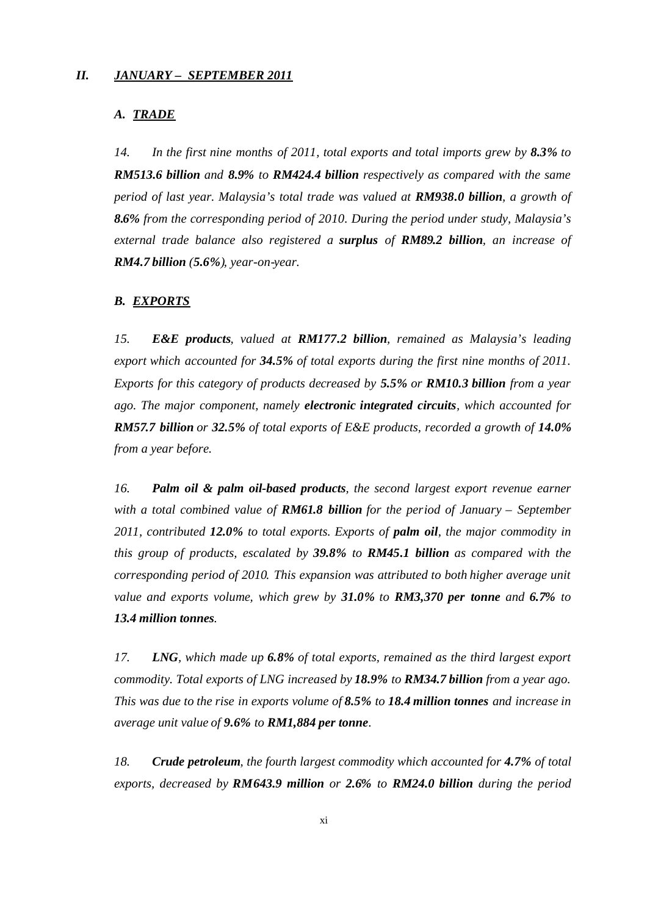## *II. JANUARY – SEPTEMBER 2011*

### *A. TRADE*

*14. In the first nine months of 2011, total exports and total imports grew by **8.3%** to **RM513.6 billion** and **8.9%** to **RM424.4 billion** respectively as compared with the same period of last year. Malaysia's total trade was valued at **RM938.0 billion**, a growth of **8.6%** from the corresponding period of 2010. During the period under study, Malaysia's external trade balance also registered a **surplus** of **RM89.2 billion**, an increase of **RM4.7 billion (5.6%)**, year-on-year.*

### *B. EXPORTS*

*15. **E&E products**, valued at **RM177.2 billion**, remained as Malaysia's leading export which accounted for **34.5%** of total exports during the first nine months of 2011. Exports for this category of products decreased by **5.5% or RM10.3 billion** from a year ago. The major component, namely **electronic integrated circuits**, which accounted for **RM57.7 billion** or **32.5%** of total exports of E&E products, recorded a growth of **14.0%** from a year before.*

*16. **Palm oil & palm oil-based products**, the second largest export revenue earner with a total combined value of **RM61.8 billion** for the period of January – September 2011, contributed **12.0%** to total exports. Exports of **palm oil**, the major commodity in this group of products, escalated by **39.8%** to **RM45.1 billion** as compared with the corresponding period of 2010. This expansion was attributed to both higher average unit value and exports volume, which grew by **31.0%** to **RM3,370 per tonne** and **6.7%** to **13.4 million tonnes**.*

*17. **LNG**, which made up **6.8%** of total exports, remained as the third largest export commodity. Total exports of LNG increased by **18.9%** to **RM34.7 billion** from a year ago. This was due to the rise in exports volume of **8.5%** to **18.4 million tonnes** and increase in average unit value of **9.6%** to **RM1,884 per tonne**.*

*18. **Crude petroleum**, the fourth largest commodity which accounted for **4.7%** of total exports, decreased by **RM643.9 million** or **2.6%** to **RM24.0 billion** during the period*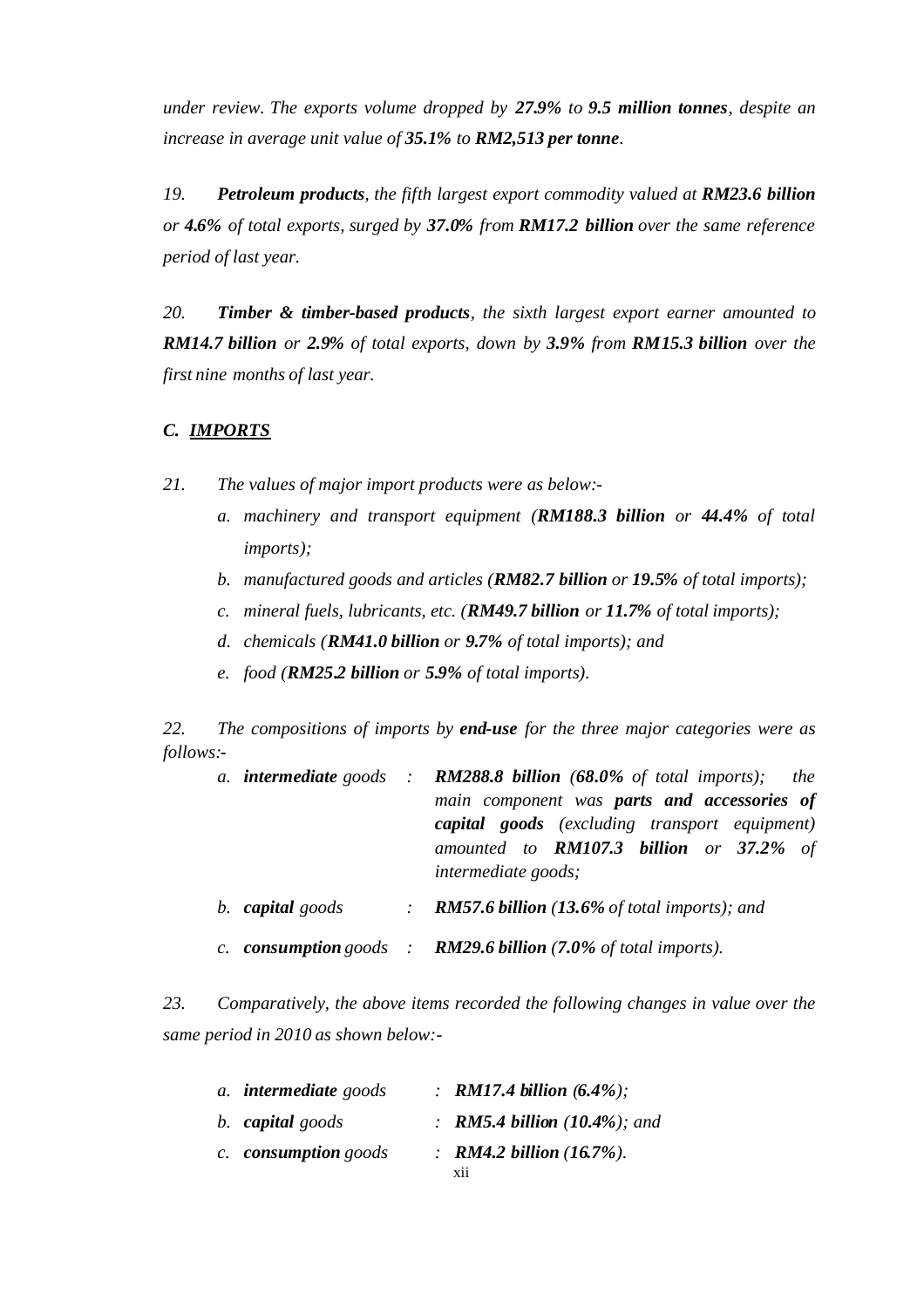*under review. The exports volume dropped by **27.9%** to **9.5 million tonnes**, despite an increase in average unit value of **35.1%** to **RM2,513 per tonne**.*

*19. **Petroleum products**, the fifth largest export commodity valued at **RM23.6 billion** or **4.6%** of total exports, surged by **37.0%** from **RM17.2 billion** over the same reference period of last year.*

*20. **Timber & timber-based products**, the sixth largest export earner amounted to **RM14.7 billion** or **2.9%** of total exports, down by **3.9%** from **RM15.3 billion** over the first nine months of last year.*

### *C. IMPORTS*

*21. The values of major import products were as below:-*

*a. machinery and transport equipment (**RM188.3 billion** or **44.4%** of total imports);*

*b. manufactured goods and articles (**RM82.7 billion** or **19.5%** of total imports);*

*c. mineral fuels, lubricants, etc. (**RM49.7 billion** or **11.7%** of total imports);*

*d. chemicals (**RM41.0 billion** or **9.7%** of total imports); and*

*e. food (**RM25.2 billion** or **5.9%** of total imports).*

*22. The compositions of imports by **end-use** for the three major categories were as follows:-*

*a. **intermediate** goods : **RM288.8 billion** (**68.0%** of total imports); the main component was **parts and accessories of capital goods** (excluding transport equipment) amounted to **RM107.3 billion** or **37.2%** of intermediate goods;*

*b. **capital** goods : **RM57.6 billion** (**13.6%** of total imports); and*

*c. **consumption** goods : **RM29.6 billion** (**7.0%** of total imports).*

*23. Comparatively, the above items recorded the following changes in value over the same period in 2010 as shown below:-*

*a. **intermediate** goods : **RM17.4 billion** (**6.4%**);*

*b. **capital** goods : **RM5.4 billion** (**10.4%**); and*

*c. **consumption** goods : **RM4.2 billion** (**16.7%**).*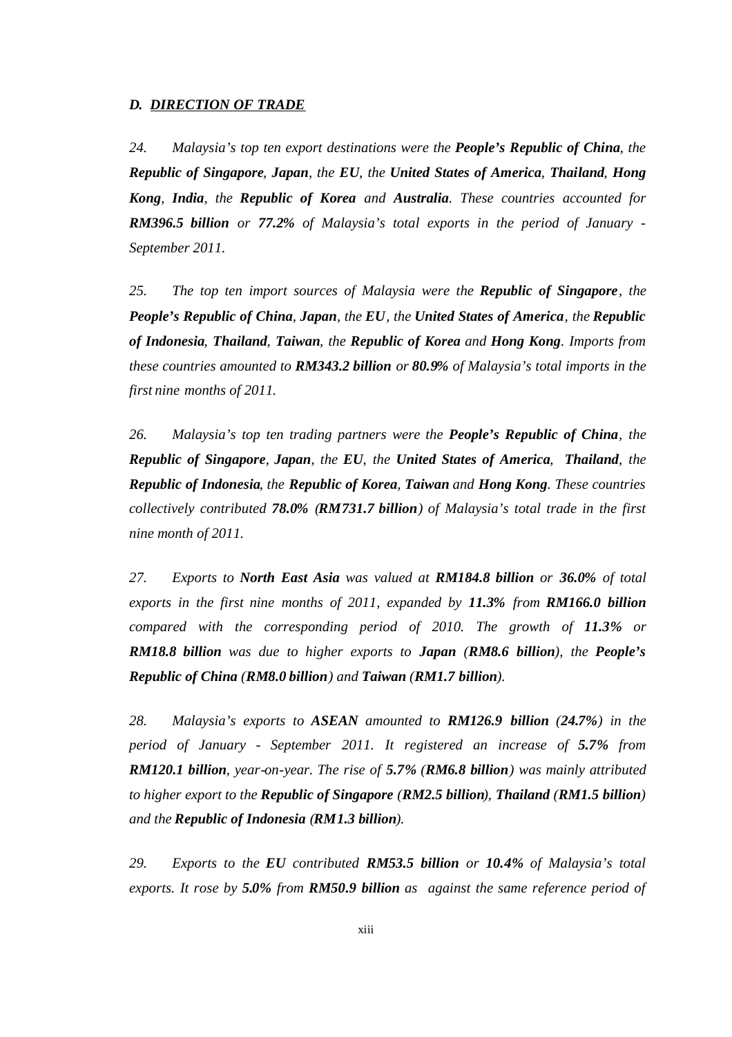### *D. DIRECTION OF TRADE*

*24. Malaysia's top ten export destinations were the **People's Republic of China**, the **Republic of Singapore**, **Japan**, the **EU**, the **United States of America**, **Thailand**, **Hong Kong**, **India**, the **Republic of Korea** and **Australia**. These countries accounted for **RM396.5 billion** or **77.2%** of Malaysia's total exports in the period of January - September 2011.*

*25. The top ten import sources of Malaysia were the **Republic of Singapore**, the **People's Republic of China**, **Japan**, the **EU**, the **United States of America**, the **Republic of Indonesia**, **Thailand**, **Taiwan**, the **Republic of Korea** and **Hong Kong**. Imports from these countries amounted to **RM343.2 billion** or **80.9%** of Malaysia's total imports in the first nine months of 2011.*

*26. Malaysia's top ten trading partners were the **People's Republic of China**, the **Republic of Singapore**, **Japan**, the **EU**, the **United States of America**, **Thailand**, the **Republic of Indonesia**, the **Republic of Korea**, **Taiwan** and **Hong Kong**. These countries collectively contributed **78.0%** (**RM731.7 billion**) of Malaysia's total trade in the first nine month of 2011.*

*27. Exports to **North East Asia** was valued at **RM184.8 billion** or **36.0%** of total exports in the first nine months of 2011, expanded by **11.3%** from **RM166.0 billion** compared with the corresponding period of 2010. The growth of **11.3%** or **RM18.8 billion** was due to higher exports to **Japan** (**RM8.6 billion**), the **People's Republic of China** (**RM8.0 billion**) and **Taiwan** (**RM1.7 billion**).*

*28. Malaysia's exports to **ASEAN** amounted to **RM126.9 billion** (**24.7%**) in the period of January - September 2011. It registered an increase of **5.7%** from **RM120.1 billion**, year-on-year. The rise of **5.7%** (**RM6.8 billion**) was mainly attributed to higher export to the **Republic of Singapore** (**RM2.5 billion**), **Thailand** (**RM1.5 billion**) and the **Republic of Indonesia** (**RM1.3 billion**).*

*29. Exports to the **EU** contributed **RM53.5 billion** or **10.4%** of Malaysia's total exports. It rose by **5.0%** from **RM50.9 billion** as against the same reference period of*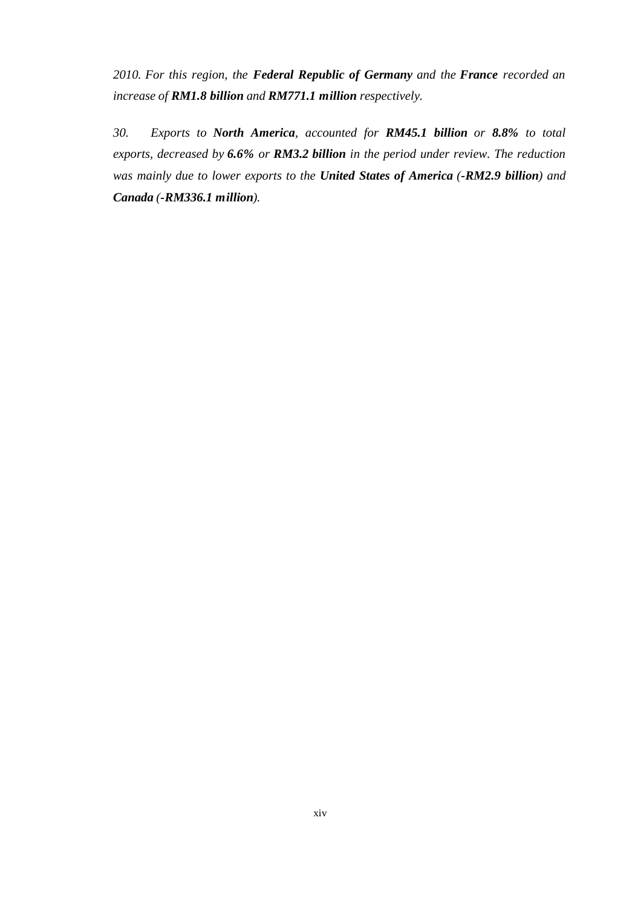*2010. For this region, the **Federal Republic of Germany** and the **France** recorded an increase of **RM1.8 billion** and **RM771.1 million** respectively.*

*30. Exports to **North America**, accounted for **RM45.1 billion** or **8.8%** to total exports, decreased by **6.6%** or **RM3.2 billion** in the period under review. The reduction was mainly due to lower exports to the **United States of America** (**-RM2.9 billion**) and **Canada** (**-RM336.1 million**).*